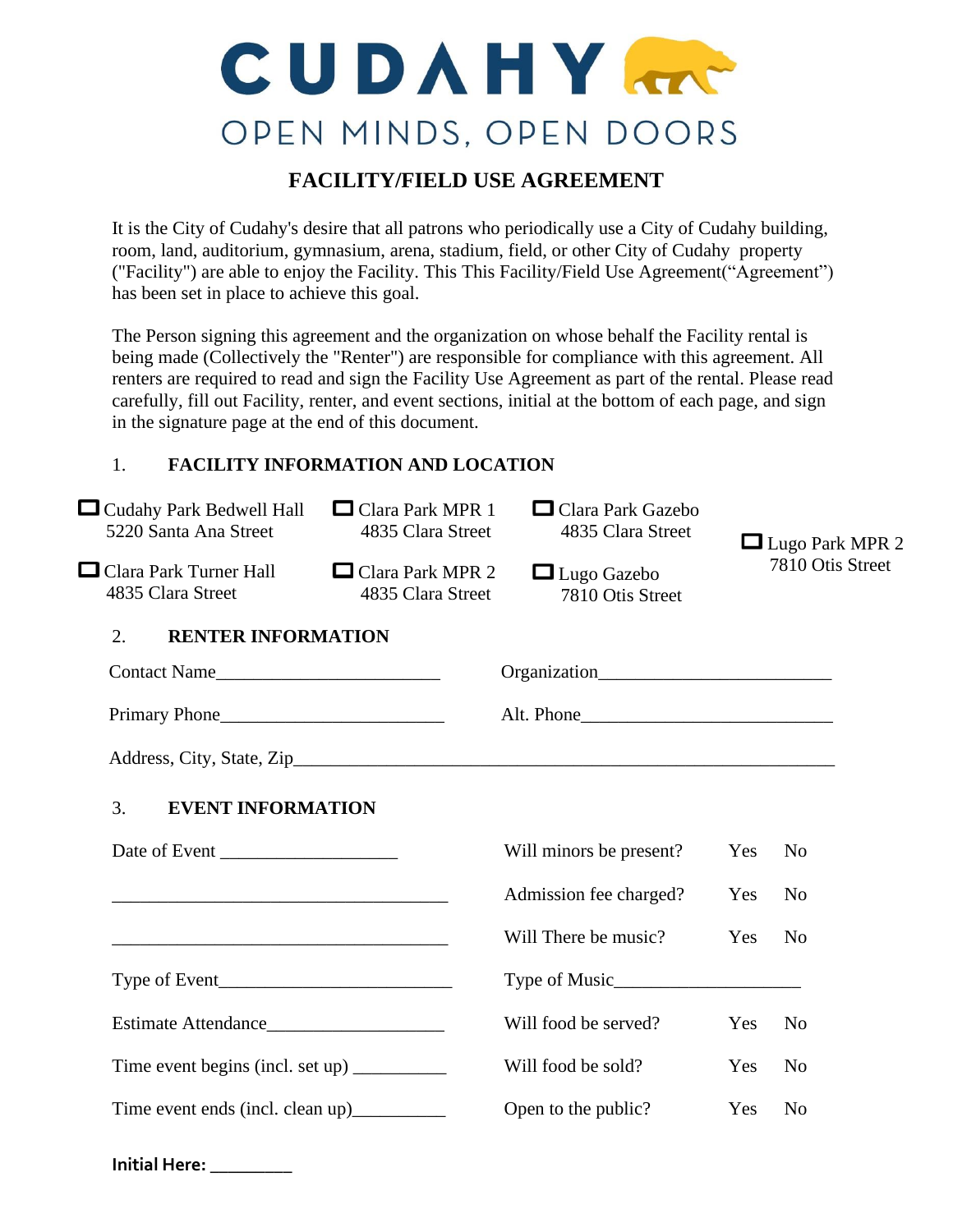# CUDAHY

OPEN MINDS, OPEN DOORS

## FACILITY/FIELD USE AGREEMENT

It is the City of Cudahy's desire that all patrons who periodically use a City of Cudahy building, room, land, auditorium, gymnasium, arena, stadium, field, or other City of Cudahy property ("Facility") are able to enjoy the Facility. This This Facility/Field Use Agreement("Agreement") has been set in place to achieve this goal.

The Person signing this agreement and the organization on whose behalf the Facility rental is being made (Collectively the "Renter") are responsible for compliance with this agreement. All renters are required to read and sign the Facility Use Agreement as part of the rental. Please read carefully, fill out Facility, renter, and event sections, initial at the bottom of each page, and sign in the signature page at the end of this document.

### 1. FACILITY INFORMATION AND LOCATION

- ☐ Cudahy Park Bedwell Hall  
  5220 Santa Ana Street
- ☐ Clara Park Turner Hall  
  4835 Clara Street
- ☐ Clara Park MPR 1  
  4835 Clara Street
- ☐ Clara Park MPR 2  
  4835 Clara Street
- ☐ Clara Park Gazebo  
  4835 Clara Street
- ☐ Lugo Gazebo  
  7810 Otis Street
- ☐ Lugo Park MPR 2  
  7810 Otis Street

### 2. RENTER INFORMATION

Contact Name________________________ Organization________________________

Primary Phone________________________ Alt. Phone__________________________

Address, City, State, Zip______________________________________________________

### 3. EVENT INFORMATION

Date of Event __________________

___________________________________

___________________________________

Type of Event______________________

Estimate Attendance__________________

Time event begins (incl. set up) __________

Time event ends (incl. clean up)__________

Will minors be present? Yes No

Admission fee charged? Yes No

Will There be music? Yes No

Type of Music____________________

Will food be served? Yes No

Will food be sold? Yes No

Open to the public? Yes No

**Initial Here:** _________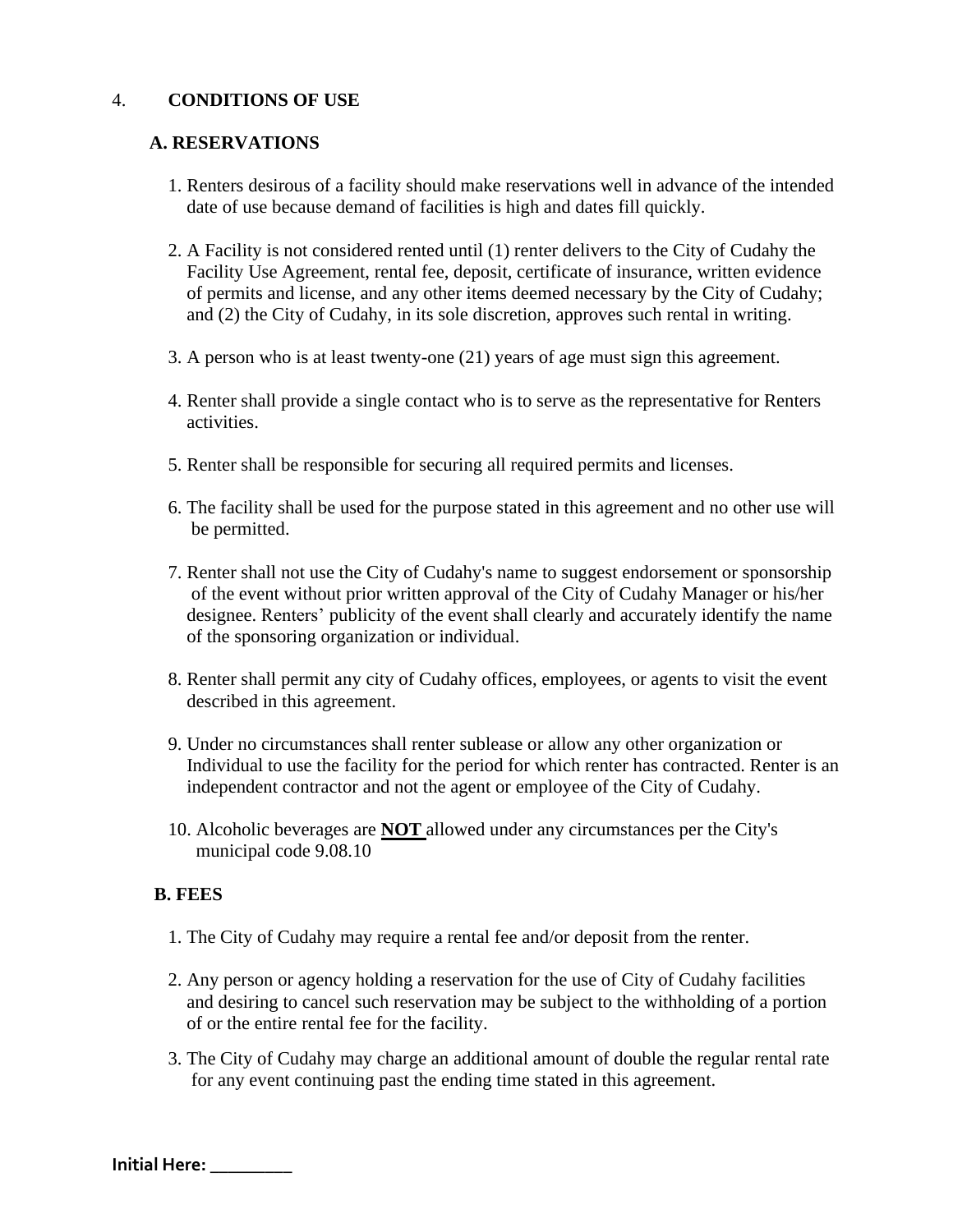## 4. CONDITIONS OF USE

### A. RESERVATIONS

1. Renters desirous of a facility should make reservations well in advance of the intended date of use because demand of facilities is high and dates fill quickly.

2. A Facility is not considered rented until (1) renter delivers to the City of Cudahy the Facility Use Agreement, rental fee, deposit, certificate of insurance, written evidence of permits and license, and any other items deemed necessary by the City of Cudahy; and (2) the City of Cudahy, in its sole discretion, approves such rental in writing.

3. A person who is at least twenty-one (21) years of age must sign this agreement.

4. Renter shall provide a single contact who is to serve as the representative for Renters activities.

5. Renter shall be responsible for securing all required permits and licenses.

6. The facility shall be used for the purpose stated in this agreement and no other use will be permitted.

7. Renter shall not use the City of Cudahy's name to suggest endorsement or sponsorship of the event without prior written approval of the City of Cudahy Manager or his/her designee. Renters' publicity of the event shall clearly and accurately identify the name of the sponsoring organization or individual.

8. Renter shall permit any city of Cudahy offices, employees, or agents to visit the event described in this agreement.

9. Under no circumstances shall renter sublease or allow any other organization or Individual to use the facility for the period for which renter has contracted. Renter is an independent contractor and not the agent or employee of the City of Cudahy.

10. Alcoholic beverages are **NOT** allowed under any circumstances per the City's municipal code 9.08.10

### B. FEES

1. The City of Cudahy may require a rental fee and/or deposit from the renter.

2. Any person or agency holding a reservation for the use of City of Cudahy facilities and desiring to cancel such reservation may be subject to the withholding of a portion of or the entire rental fee for the facility.

3. The City of Cudahy may charge an additional amount of double the regular rental rate for any event continuing past the ending time stated in this agreement.

**Initial Here: _________**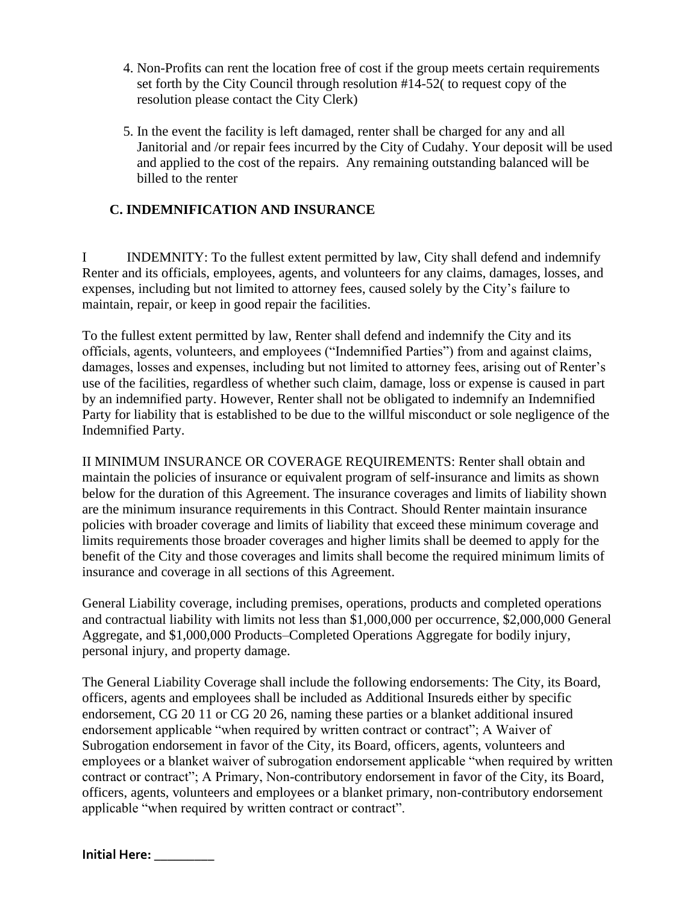4. Non-Profits can rent the location free of cost if the group meets certain requirements set forth by the City Council through resolution #14-52( to request copy of the resolution please contact the City Clerk)

5. In the event the facility is left damaged, renter shall be charged for any and all Janitorial and /or repair fees incurred by the City of Cudahy. Your deposit will be used and applied to the cost of the repairs.  Any remaining outstanding balanced will be billed to the renter

## C. INDEMNIFICATION AND INSURANCE

I INDEMNITY: To the fullest extent permitted by law, City shall defend and indemnify Renter and its officials, employees, agents, and volunteers for any claims, damages, losses, and expenses, including but not limited to attorney fees, caused solely by the City's failure to maintain, repair, or keep in good repair the facilities.

To the fullest extent permitted by law, Renter shall defend and indemnify the City and its officials, agents, volunteers, and employees ("Indemnified Parties") from and against claims, damages, losses and expenses, including but not limited to attorney fees, arising out of Renter's use of the facilities, regardless of whether such claim, damage, loss or expense is caused in part by an indemnified party. However, Renter shall not be obligated to indemnify an Indemnified Party for liability that is established to be due to the willful misconduct or sole negligence of the Indemnified Party.

II MINIMUM INSURANCE OR COVERAGE REQUIREMENTS: Renter shall obtain and maintain the policies of insurance or equivalent program of self-insurance and limits as shown below for the duration of this Agreement. The insurance coverages and limits of liability shown are the minimum insurance requirements in this Contract. Should Renter maintain insurance policies with broader coverage and limits of liability that exceed these minimum coverage and limits requirements those broader coverages and higher limits shall be deemed to apply for the benefit of the City and those coverages and limits shall become the required minimum limits of insurance and coverage in all sections of this Agreement.

General Liability coverage, including premises, operations, products and completed operations and contractual liability with limits not less than $1,000,000 per occurrence, $2,000,000 General Aggregate, and $1,000,000 Products–Completed Operations Aggregate for bodily injury, personal injury, and property damage.

The General Liability Coverage shall include the following endorsements: The City, its Board, officers, agents and employees shall be included as Additional Insureds either by specific endorsement, CG 20 11 or CG 20 26, naming these parties or a blanket additional insured endorsement applicable "when required by written contract or contract"; A Waiver of Subrogation endorsement in favor of the City, its Board, officers, agents, volunteers and employees or a blanket waiver of subrogation endorsement applicable "when required by written contract or contract"; A Primary, Non-contributory endorsement in favor of the City, its Board, officers, agents, volunteers and employees or a blanket primary, non-contributory endorsement applicable "when required by written contract or contract".

**Initial Here: \_\_\_\_\_\_\_\_\_**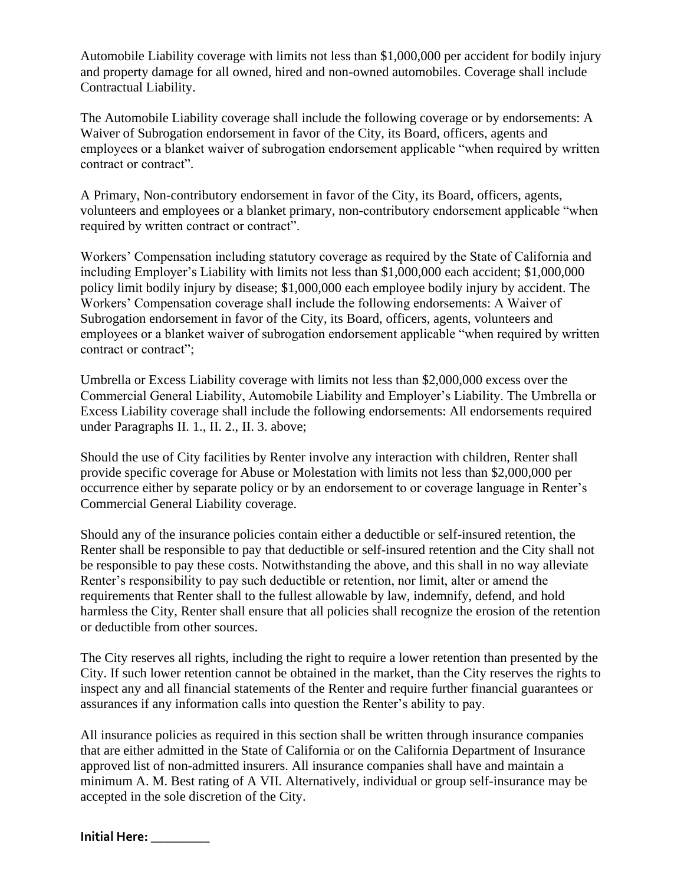Automobile Liability coverage with limits not less than $1,000,000 per accident for bodily injury and property damage for all owned, hired and non-owned automobiles. Coverage shall include Contractual Liability.

The Automobile Liability coverage shall include the following coverage or by endorsements: A Waiver of Subrogation endorsement in favor of the City, its Board, officers, agents and employees or a blanket waiver of subrogation endorsement applicable "when required by written contract or contract".

A Primary, Non-contributory endorsement in favor of the City, its Board, officers, agents, volunteers and employees or a blanket primary, non-contributory endorsement applicable "when required by written contract or contract".

Workers' Compensation including statutory coverage as required by the State of California and including Employer's Liability with limits not less than $1,000,000 each accident; $1,000,000 policy limit bodily injury by disease; $1,000,000 each employee bodily injury by accident. The Workers' Compensation coverage shall include the following endorsements: A Waiver of Subrogation endorsement in favor of the City, its Board, officers, agents, volunteers and employees or a blanket waiver of subrogation endorsement applicable "when required by written contract or contract";

Umbrella or Excess Liability coverage with limits not less than $2,000,000 excess over the Commercial General Liability, Automobile Liability and Employer's Liability. The Umbrella or Excess Liability coverage shall include the following endorsements: All endorsements required under Paragraphs II. 1., II. 2., II. 3. above;

Should the use of City facilities by Renter involve any interaction with children, Renter shall provide specific coverage for Abuse or Molestation with limits not less than $2,000,000 per occurrence either by separate policy or by an endorsement to or coverage language in Renter's Commercial General Liability coverage.

Should any of the insurance policies contain either a deductible or self-insured retention, the Renter shall be responsible to pay that deductible or self-insured retention and the City shall not be responsible to pay these costs. Notwithstanding the above, and this shall in no way alleviate Renter's responsibility to pay such deductible or retention, nor limit, alter or amend the requirements that Renter shall to the fullest allowable by law, indemnify, defend, and hold harmless the City, Renter shall ensure that all policies shall recognize the erosion of the retention or deductible from other sources.

The City reserves all rights, including the right to require a lower retention than presented by the City. If such lower retention cannot be obtained in the market, than the City reserves the rights to inspect any and all financial statements of the Renter and require further financial guarantees or assurances if any information calls into question the Renter's ability to pay.

All insurance policies as required in this section shall be written through insurance companies that are either admitted in the State of California or on the California Department of Insurance approved list of non-admitted insurers. All insurance companies shall have and maintain a minimum A. M. Best rating of A VII. Alternatively, individual or group self-insurance may be accepted in the sole discretion of the City.

**Initial Here: _________**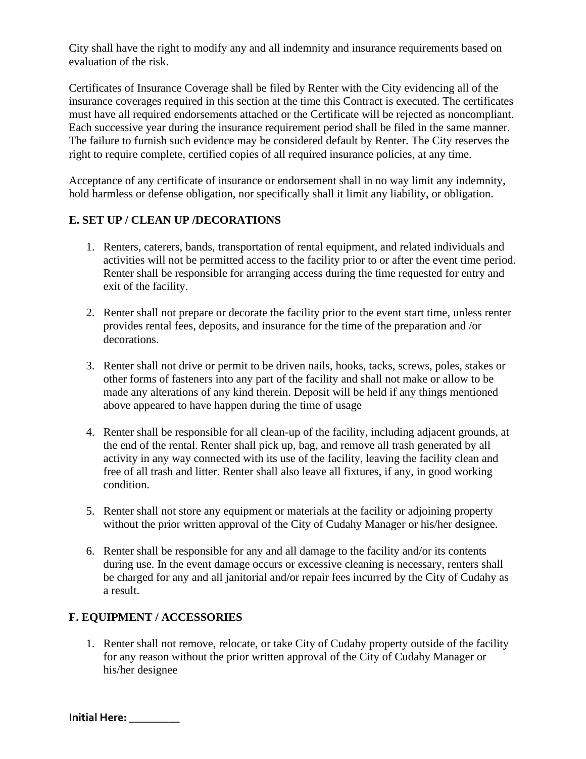City shall have the right to modify any and all indemnity and insurance requirements based on evaluation of the risk.

Certificates of Insurance Coverage shall be filed by Renter with the City evidencing all of the insurance coverages required in this section at the time this Contract is executed. The certificates must have all required endorsements attached or the Certificate will be rejected as noncompliant. Each successive year during the insurance requirement period shall be filed in the same manner. The failure to furnish such evidence may be considered default by Renter. The City reserves the right to require complete, certified copies of all required insurance policies, at any time.

Acceptance of any certificate of insurance or endorsement shall in no way limit any indemnity, hold harmless or defense obligation, nor specifically shall it limit any liability, or obligation.

## E. SET UP / CLEAN UP /DECORATIONS

1. Renters, caterers, bands, transportation of rental equipment, and related individuals and activities will not be permitted access to the facility prior to or after the event time period. Renter shall be responsible for arranging access during the time requested for entry and exit of the facility.

2. Renter shall not prepare or decorate the facility prior to the event start time, unless renter provides rental fees, deposits, and insurance for the time of the preparation and /or decorations.

3. Renter shall not drive or permit to be driven nails, hooks, tacks, screws, poles, stakes or other forms of fasteners into any part of the facility and shall not make or allow to be made any alterations of any kind therein. Deposit will be held if any things mentioned above appeared to have happen during the time of usage

4. Renter shall be responsible for all clean-up of the facility, including adjacent grounds, at the end of the rental. Renter shall pick up, bag, and remove all trash generated by all activity in any way connected with its use of the facility, leaving the facility clean and free of all trash and litter. Renter shall also leave all fixtures, if any, in good working condition.

5. Renter shall not store any equipment or materials at the facility or adjoining property without the prior written approval of the City of Cudahy Manager or his/her designee.

6. Renter shall be responsible for any and all damage to the facility and/or its contents during use. In the event damage occurs or excessive cleaning is necessary, renters shall be charged for any and all janitorial and/or repair fees incurred by the City of Cudahy as a result.

## F. EQUIPMENT / ACCESSORIES

1. Renter shall not remove, relocate, or take City of Cudahy property outside of the facility for any reason without the prior written approval of the City of Cudahy Manager or his/her designee

**Initial Here: _________**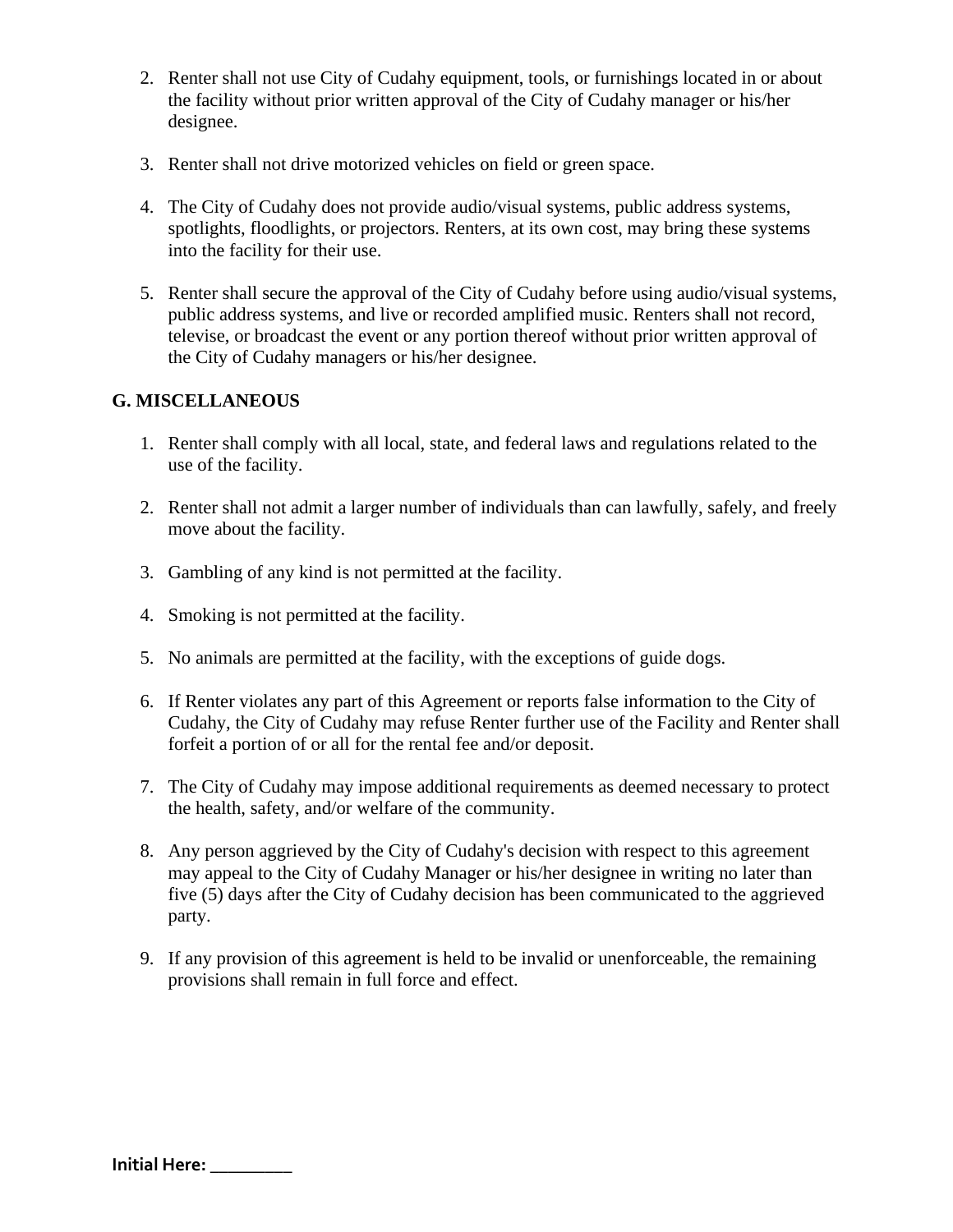2. Renter shall not use City of Cudahy equipment, tools, or furnishings located in or about the facility without prior written approval of the City of Cudahy manager or his/her designee.

3. Renter shall not drive motorized vehicles on field or green space.

4. The City of Cudahy does not provide audio/visual systems, public address systems, spotlights, floodlights, or projectors. Renters, at its own cost, may bring these systems into the facility for their use.

5. Renter shall secure the approval of the City of Cudahy before using audio/visual systems, public address systems, and live or recorded amplified music. Renters shall not record, televise, or broadcast the event or any portion thereof without prior written approval of the City of Cudahy managers or his/her designee.

**G. MISCELLANEOUS**

1. Renter shall comply with all local, state, and federal laws and regulations related to the use of the facility.

2. Renter shall not admit a larger number of individuals than can lawfully, safely, and freely move about the facility.

3. Gambling of any kind is not permitted at the facility.

4. Smoking is not permitted at the facility.

5. No animals are permitted at the facility, with the exceptions of guide dogs.

6. If Renter violates any part of this Agreement or reports false information to the City of Cudahy, the City of Cudahy may refuse Renter further use of the Facility and Renter shall forfeit a portion of or all for the rental fee and/or deposit.

7. The City of Cudahy may impose additional requirements as deemed necessary to protect the health, safety, and/or welfare of the community.

8. Any person aggrieved by the City of Cudahy's decision with respect to this agreement may appeal to the City of Cudahy Manager or his/her designee in writing no later than five (5) days after the City of Cudahy decision has been communicated to the aggrieved party.

9. If any provision of this agreement is held to be invalid or unenforceable, the remaining provisions shall remain in full force and effect.

**Initial Here: ________**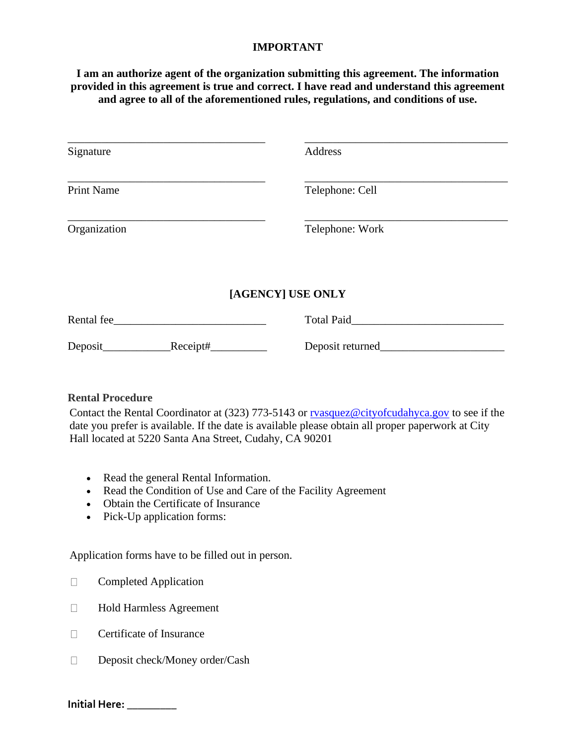**IMPORTANT**

**I am an authorize agent of the organization submitting this agreement. The information provided in this agreement is true and correct. I have read and understand this agreement and agree to all of the aforementioned rules, regulations, and conditions of use.**

| | |
|---|---|
| ___________________________________ Signature | ___________________________________ Address |
| ___________________________________ Print Name | ___________________________________ Telephone: Cell |
| ___________________________________ Organization | ___________________________________ Telephone: Work |

**[AGENCY] USE ONLY**

| | |
|---|---|
| Rental fee___________________________ | Total Paid___________________________ |
| Deposit____________Receipt#__________ | Deposit returned______________________ |

**Rental Procedure**

Contact the Rental Coordinator at (323) 773-5143 or rvasquez@cityofcudahyca.gov to see if the date you prefer is available. If the date is available please obtain all proper paperwork at City Hall located at 5220 Santa Ana Street, Cudahy, CA 90201

- Read the general Rental Information.
- Read the Condition of Use and Care of the Facility Agreement
- Obtain the Certificate of Insurance
- Pick-Up application forms:

Application forms have to be filled out in person.

- ☐ Completed Application
- ☐ Hold Harmless Agreement
- ☐ Certificate of Insurance
- ☐ Deposit check/Money order/Cash

**Initial Here: _________**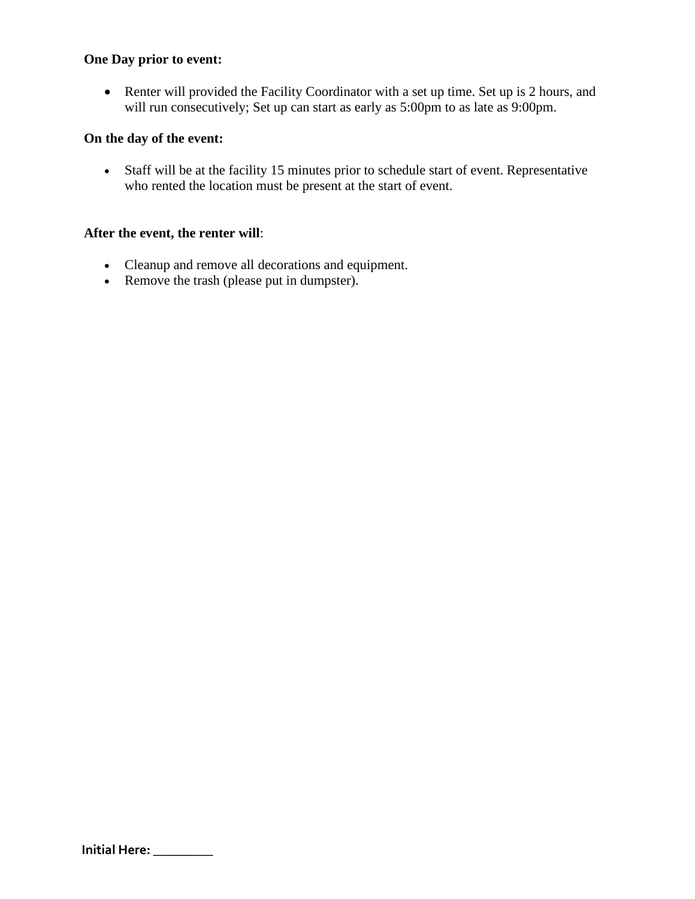**One Day prior to event:**

- Renter will provided the Facility Coordinator with a set up time. Set up is 2 hours, and will run consecutively; Set up can start as early as 5:00pm to as late as 9:00pm.

**On the day of the event:**

- Staff will be at the facility 15 minutes prior to schedule start of event. Representative who rented the location must be present at the start of event.

**After the event, the renter will**:

- Cleanup and remove all decorations and equipment.
- Remove the trash (please put in dumpster).

**Initial Here: _________**